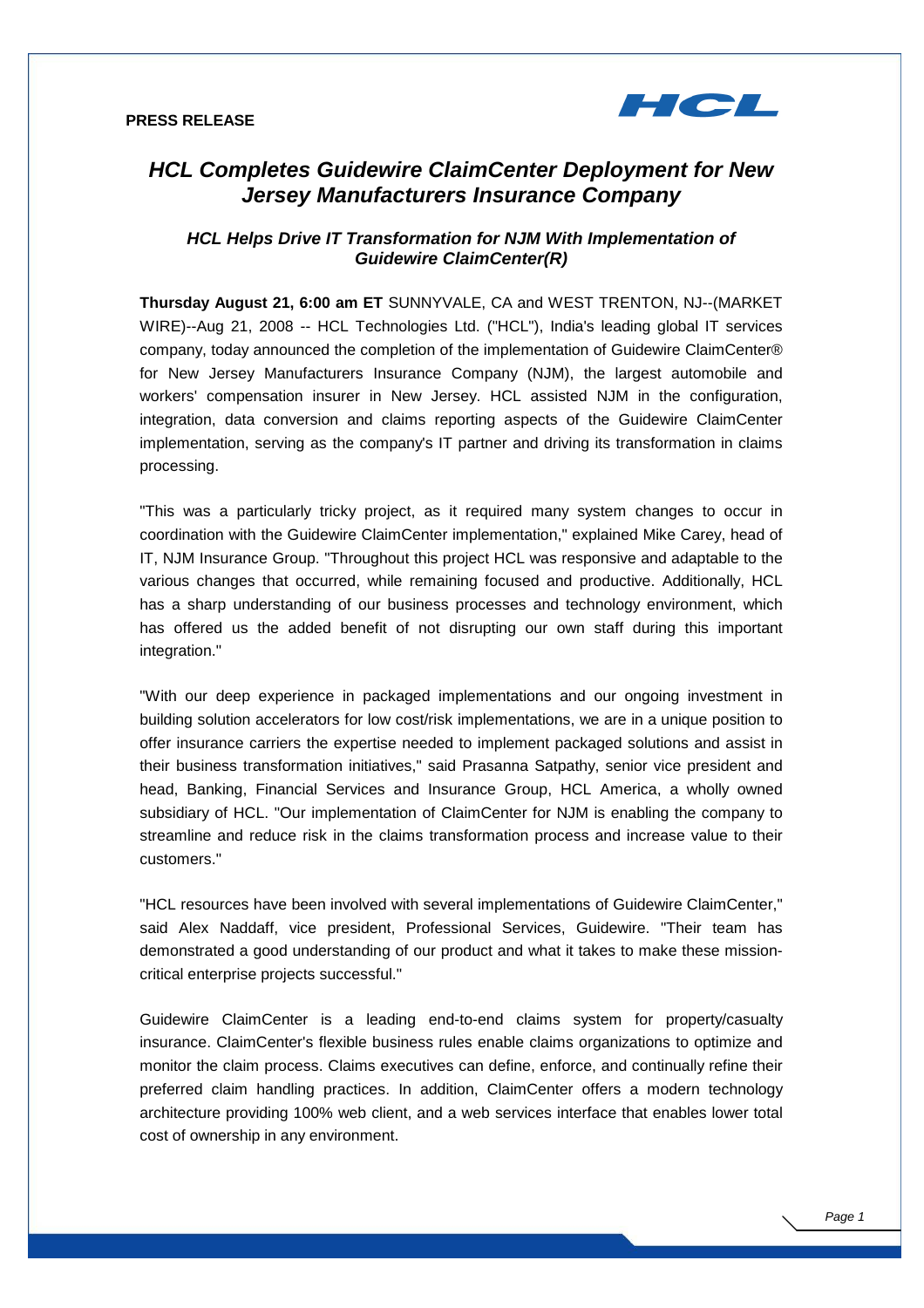**PRESS RELEASE**

# *HCL Completes Guidewire ClaimCenter Deployment for New Jersey Manufacturers Insurance Company*

### *HCL Helps Drive IT Transformation for NJM With Implementation of Guidewire ClaimCenter(R)*

**Thursday August 21, 6:00 am ET** SUNNYVALE, CA and WEST TRENTON, NJ--(MARKET WIRE)--Aug 21, 2008 -- HCL Technologies Ltd. ("HCL"), India's leading global IT services company, today announced the completion of the implementation of Guidewire ClaimCenter® for New Jersey Manufacturers Insurance Company (NJM), the largest automobile and workers' compensation insurer in New Jersey. HCL assisted NJM in the configuration, integration, data conversion and claims reporting aspects of the Guidewire ClaimCenter implementation, serving as the company's IT partner and driving its transformation in claims processing.

"This was a particularly tricky project, as it required many system changes to occur in coordination with the Guidewire ClaimCenter implementation," explained Mike Carey, head of IT, NJM Insurance Group. "Throughout this project HCL was responsive and adaptable to the various changes that occurred, while remaining focused and productive. Additionally, HCL has a sharp understanding of our business processes and technology environment, which has offered us the added benefit of not disrupting our own staff during this important integration."

"With our deep experience in packaged implementations and our ongoing investment in building solution accelerators for low cost/risk implementations, we are in a unique position to offer insurance carriers the expertise needed to implement packaged solutions and assist in their business transformation initiatives," said Prasanna Satpathy, senior vice president and head, Banking, Financial Services and Insurance Group, HCL America, a wholly owned subsidiary of HCL. "Our implementation of ClaimCenter for NJM is enabling the company to streamline and reduce risk in the claims transformation process and increase value to their customers."

"HCL resources have been involved with several implementations of Guidewire ClaimCenter," said Alex Naddaff, vice president, Professional Services, Guidewire. "Their team has demonstrated a good understanding of our product and what it takes to make these mission-critical enterprise projects successful."

Guidewire ClaimCenter is a leading end-to-end claims system for property/casualty insurance. ClaimCenter's flexible business rules enable claims organizations to optimize and monitor the claim process. Claims executives can define, enforce, and continually refine their preferred claim handling practices. In addition, ClaimCenter offers a modern technology architecture providing 100% web client, and a web services interface that enables lower total cost of ownership in any environment.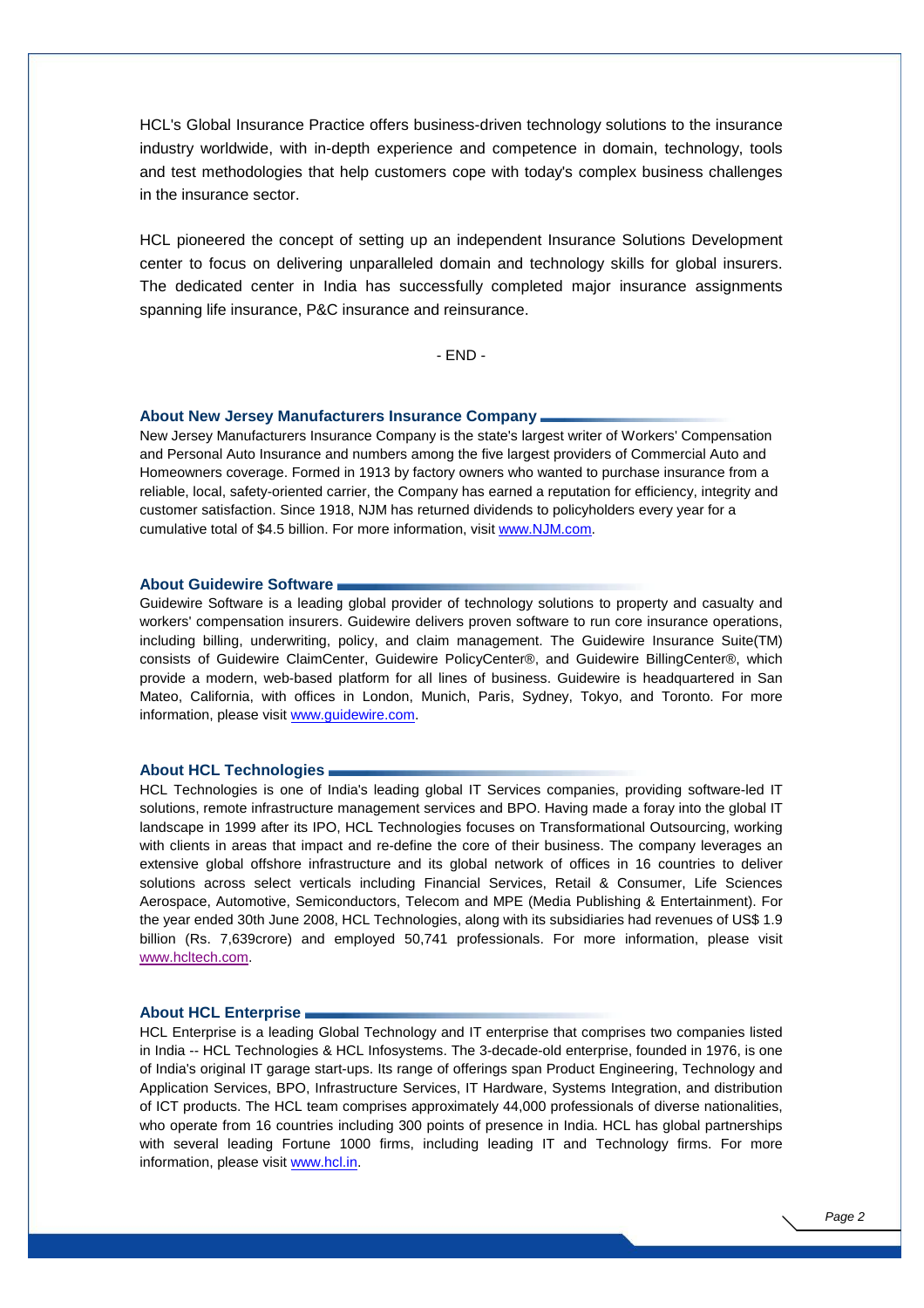HCL's Global Insurance Practice offers business-driven technology solutions to the insurance industry worldwide, with in-depth experience and competence in domain, technology, tools and test methodologies that help customers cope with today's complex business challenges in the insurance sector.

HCL pioneered the concept of setting up an independent Insurance Solutions Development center to focus on delivering unparalleled domain and technology skills for global insurers. The dedicated center in India has successfully completed major insurance assignments spanning life insurance, P&C insurance and reinsurance.

- END -

### About New Jersey Manufacturers Insurance Company

New Jersey Manufacturers Insurance Company is the state's largest writer of Workers' Compensation and Personal Auto Insurance and numbers among the five largest providers of Commercial Auto and Homeowners coverage. Formed in 1913 by factory owners who wanted to purchase insurance from a reliable, local, safety-oriented carrier, the Company has earned a reputation for efficiency, integrity and customer satisfaction. Since 1918, NJM has returned dividends to policyholders every year for a cumulative total of $4.5 billion. For more information, visit www.NJM.com.

### About Guidewire Software

Guidewire Software is a leading global provider of technology solutions to property and casualty and workers' compensation insurers. Guidewire delivers proven software to run core insurance operations, including billing, underwriting, policy, and claim management. The Guidewire Insurance Suite(TM) consists of Guidewire ClaimCenter, Guidewire PolicyCenter®, and Guidewire BillingCenter®, which provide a modern, web-based platform for all lines of business. Guidewire is headquartered in San Mateo, California, with offices in London, Munich, Paris, Sydney, Tokyo, and Toronto. For more information, please visit www.guidewire.com.

### About HCL Technologies

HCL Technologies is one of India's leading global IT Services companies, providing software-led IT solutions, remote infrastructure management services and BPO. Having made a foray into the global IT landscape in 1999 after its IPO, HCL Technologies focuses on Transformational Outsourcing, working with clients in areas that impact and re-define the core of their business. The company leverages an extensive global offshore infrastructure and its global network of offices in 16 countries to deliver solutions across select verticals including Financial Services, Retail & Consumer, Life Sciences Aerospace, Automotive, Semiconductors, Telecom and MPE (Media Publishing & Entertainment). For the year ended 30th June 2008, HCL Technologies, along with its subsidiaries had revenues of US$ 1.9 billion (Rs. 7,639crore) and employed 50,741 professionals. For more information, please visit www.hcltech.com.

### About HCL Enterprise

HCL Enterprise is a leading Global Technology and IT enterprise that comprises two companies listed in India -- HCL Technologies & HCL Infosystems. The 3-decade-old enterprise, founded in 1976, is one of India's original IT garage start-ups. Its range of offerings span Product Engineering, Technology and Application Services, BPO, Infrastructure Services, IT Hardware, Systems Integration, and distribution of ICT products. The HCL team comprises approximately 44,000 professionals of diverse nationalities, who operate from 16 countries including 300 points of presence in India. HCL has global partnerships with several leading Fortune 1000 firms, including leading IT and Technology firms. For more information, please visit www.hcl.in.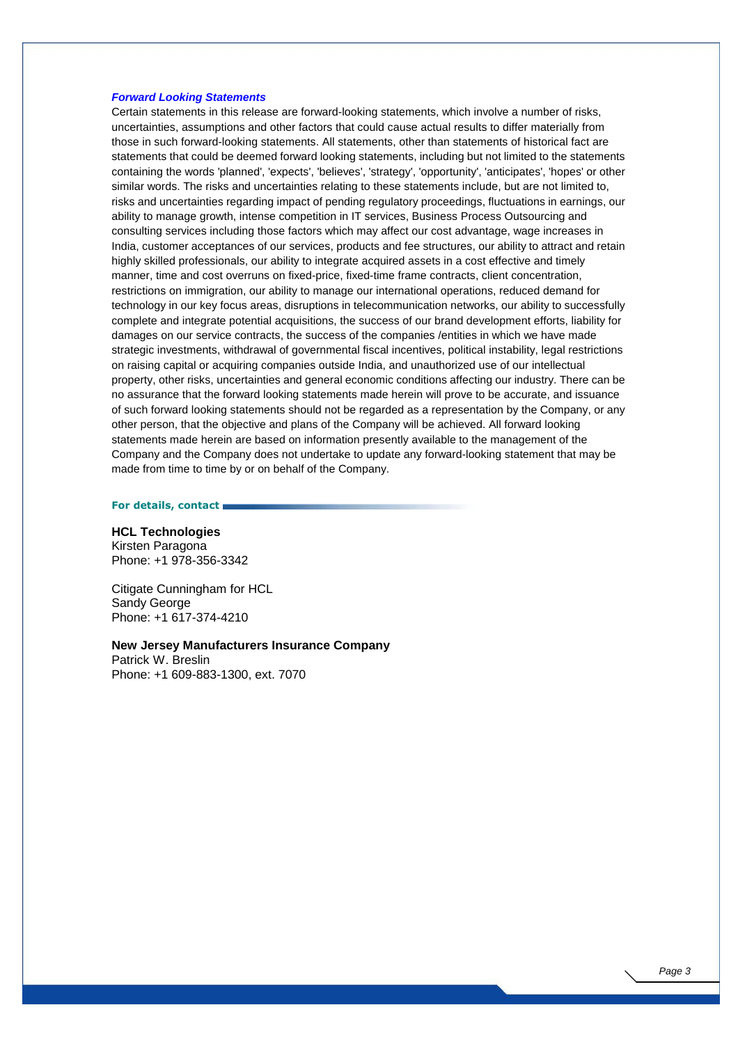### *Forward Looking Statements*

Certain statements in this release are forward-looking statements, which involve a number of risks, uncertainties, assumptions and other factors that could cause actual results to differ materially from those in such forward-looking statements. All statements, other than statements of historical fact are statements that could be deemed forward looking statements, including but not limited to the statements containing the words 'planned', 'expects', 'believes', 'strategy', 'opportunity', 'anticipates', 'hopes' or other similar words. The risks and uncertainties relating to these statements include, but are not limited to, risks and uncertainties regarding impact of pending regulatory proceedings, fluctuations in earnings, our ability to manage growth, intense competition in IT services, Business Process Outsourcing and consulting services including those factors which may affect our cost advantage, wage increases in India, customer acceptances of our services, products and fee structures, our ability to attract and retain highly skilled professionals, our ability to integrate acquired assets in a cost effective and timely manner, time and cost overruns on fixed-price, fixed-time frame contracts, client concentration, restrictions on immigration, our ability to manage our international operations, reduced demand for technology in our key focus areas, disruptions in telecommunication networks, our ability to successfully complete and integrate potential acquisitions, the success of our brand development efforts, liability for damages on our service contracts, the success of the companies /entities in which we have made strategic investments, withdrawal of governmental fiscal incentives, political instability, legal restrictions on raising capital or acquiring companies outside India, and unauthorized use of our intellectual property, other risks, uncertainties and general economic conditions affecting our industry. There can be no assurance that the forward looking statements made herein will prove to be accurate, and issuance of such forward looking statements should not be regarded as a representation by the Company, or any other person, that the objective and plans of the Company will be achieved. All forward looking statements made herein are based on information presently available to the management of the Company and the Company does not undertake to update any forward-looking statement that may be made from time to time by or on behalf of the Company.

**For details, contact**

**HCL Technologies**
Kirsten Paragona
Phone: +1 978-356-3342

Citigate Cunningham for HCL
Sandy George
Phone: +1 617-374-4210

**New Jersey Manufacturers Insurance Company**
Patrick W. Breslin
Phone: +1 609-883-1300, ext. 7070